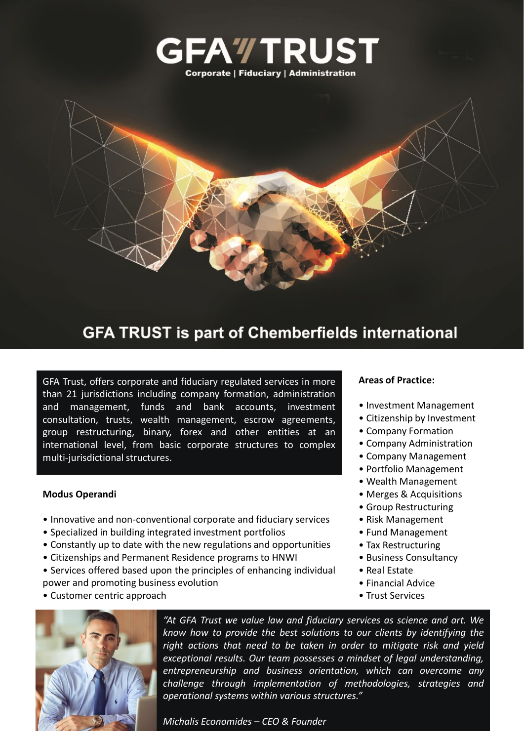# GFA TRUST

**Corporate | Fiduciary | Administration**

## GFA TRUST is part of Chemberfields international

GFA Trust, offers corporate and fiduciary regulated services in more than 21 jurisdictions including company formation, administration and management, funds and bank accounts, investment consultation, trusts, wealth management, escrow agreements, group restructuring, binary, forex and other entities at an international level, from basic corporate structures to complex multi-jurisdictional structures.

**Modus Operandi**

- Innovative and non-conventional corporate and fiduciary services
- Specialized in building integrated investment portfolios
- Constantly up to date with the new regulations and opportunities
- Citizenships and Permanent Residence programs to HNWI
- Services offered based upon the principles of enhancing individual power and promoting business evolution
- Customer centric approach

**Areas of Practice:**

- Investment Management
- Citizenship by Investment
- Company Formation
- Company Administration
- Company Management
- Portfolio Management
- Wealth Management
- Merges & Acquisitions
- Group Restructuring
- Risk Management
- Fund Management
- Tax Restructuring
- Business Consultancy
- Real Estate
- Financial Advice
- Trust Services

*"At GFA Trust we value law and fiduciary services as science and art. We know how to provide the best solutions to our clients by identifying the right actions that need to be taken in order to mitigate risk and yield exceptional results. Our team possesses a mindset of legal understanding, entrepreneurship and business orientation, which can overcome any challenge through implementation of methodologies, strategies and operational systems within various structures."*

*Michalis Economides – CEO & Founder*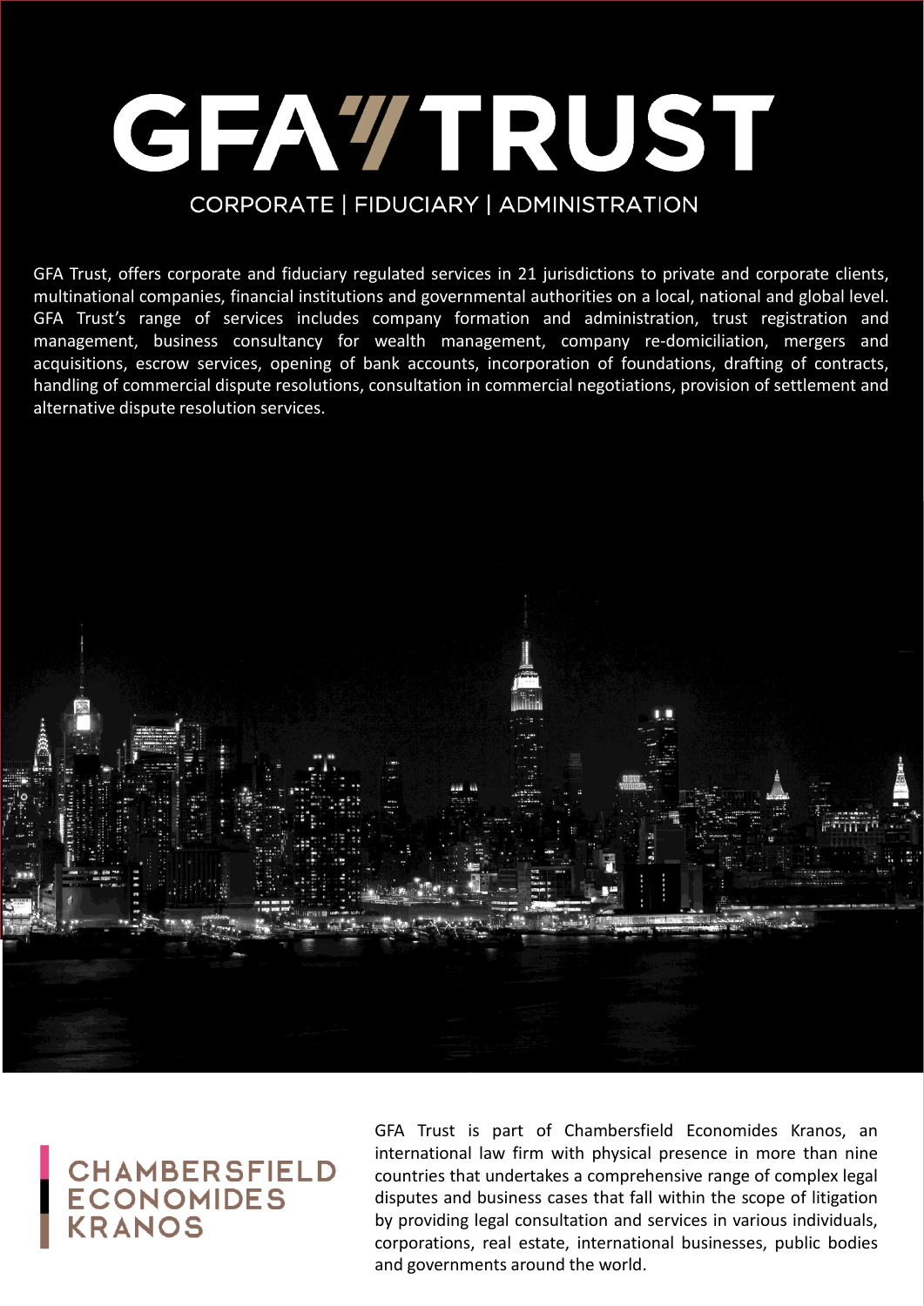# GFA TRUST

CORPORATE | FIDUCIARY | ADMINISTRATION

GFA Trust, offers corporate and fiduciary regulated services in 21 jurisdictions to private and corporate clients, multinational companies, financial institutions and governmental authorities on a local, national and global level. GFA Trust's range of services includes company formation and administration, trust registration and management, business consultancy for wealth management, company re-domiciliation, mergers and acquisitions, escrow services, opening of bank accounts, incorporation of foundations, drafting of contracts, handling of commercial dispute resolutions, consultation in commercial negotiations, provision of settlement and alternative dispute resolution services.

CHAMBERSFIELD ECONOMIDES KRANOS

GFA Trust is part of Chambersfield Economides Kranos, an international law firm with physical presence in more than nine countries that undertakes a comprehensive range of complex legal disputes and business cases that fall within the scope of litigation by providing legal consultation and services in various individuals, corporations, real estate, international businesses, public bodies and governments around the world.